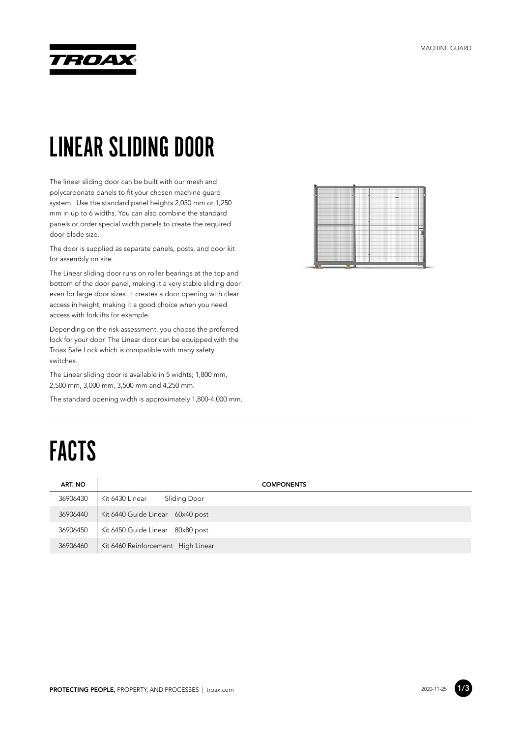# LINEAR SLIDING DOOR

The linear sliding door can be built with our mesh and polycarbonate panels to fit your chosen machine guard system. Use the standard panel heights 2,050 mm or 1,250 mm in up to 6 widths. You can also combine the standard panels or order special width panels to create the required door blade size.

The door is supplied as separate panels, posts, and door kit for assembly on site.

The Linear sliding door runs on roller bearings at the top and bottom of the door panel, making it a very stable sliding door even for large door sizes. It creates a door opening with clear access in height, making it a good choice when you need access with forklifts for example.

Depending on the risk assessment, you choose the preferred lock for your door. The Linear door can be equipped with the Troax Safe Lock which is compatible with many safety switches.

The Linear sliding door is available in 5 widhts; 1,800 mm, 2,500 mm, 3,000 mm, 3,500 mm and 4,250 mm.

The standard opening width is approximately 1,800-4,000 mm.

# FACTS

| ART. NO | COMPONENTS |
|---|---|
| 36906430 | Kit 6430 Linear Sliding Door |
| 36906440 | Kit 6440 Guide Linear 60x40 post |
| 36906450 | Kit 6450 Guide Linear 80x80 post |
| 36906460 | Kit 6460 Reinforcement High Linear |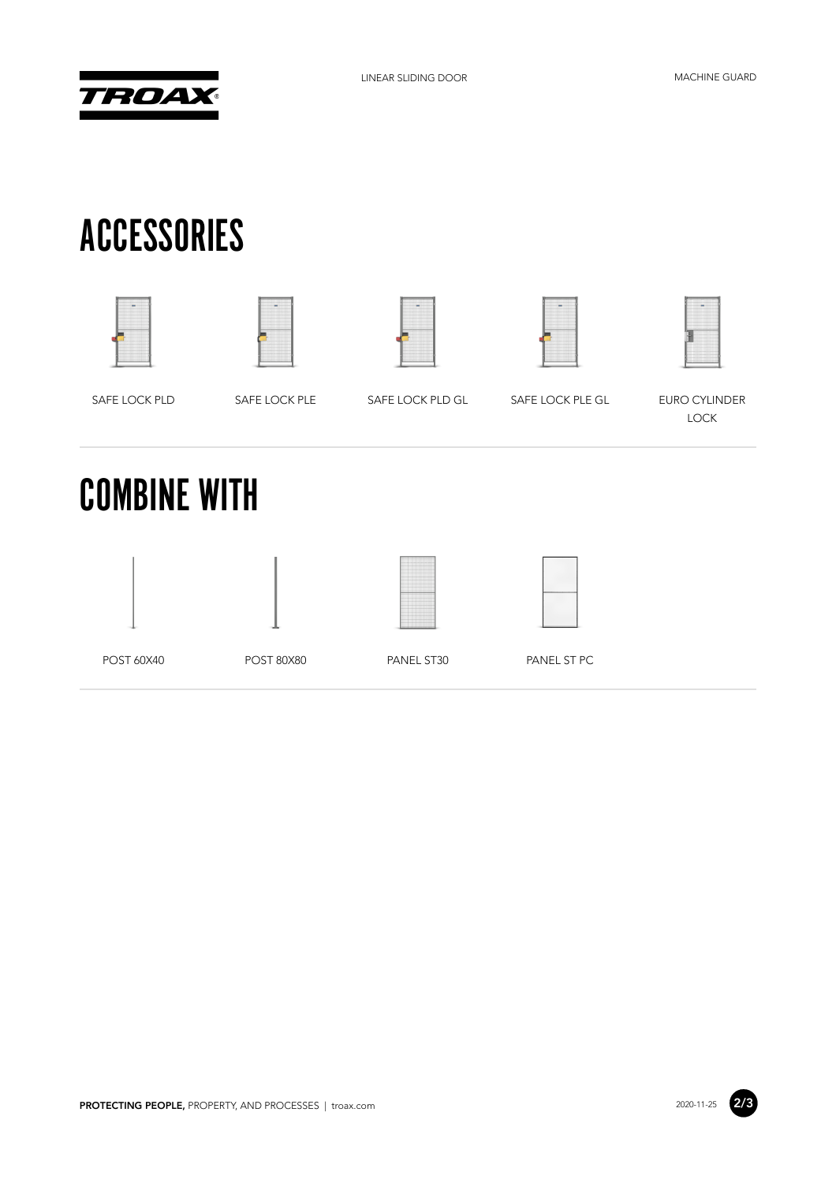# ACCESSORIES

SAFE LOCK PLD

SAFE LOCK PLE

SAFE LOCK PLD GL

SAFE LOCK PLE GL

EURO CYLINDER LOCK

# COMBINE WITH

POST 60X40

POST 80X80

PANEL ST30

PANEL ST PC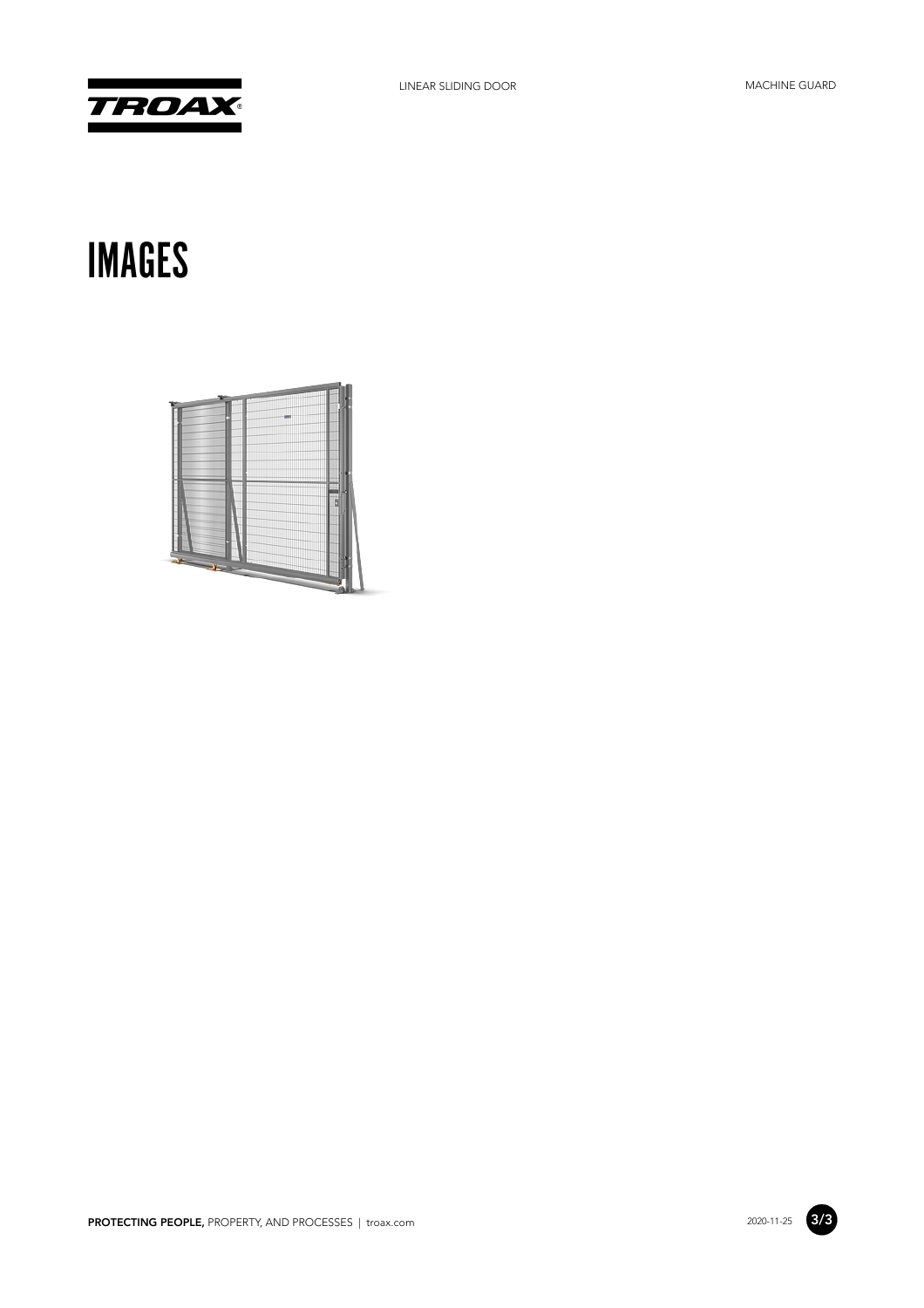# IMAGES